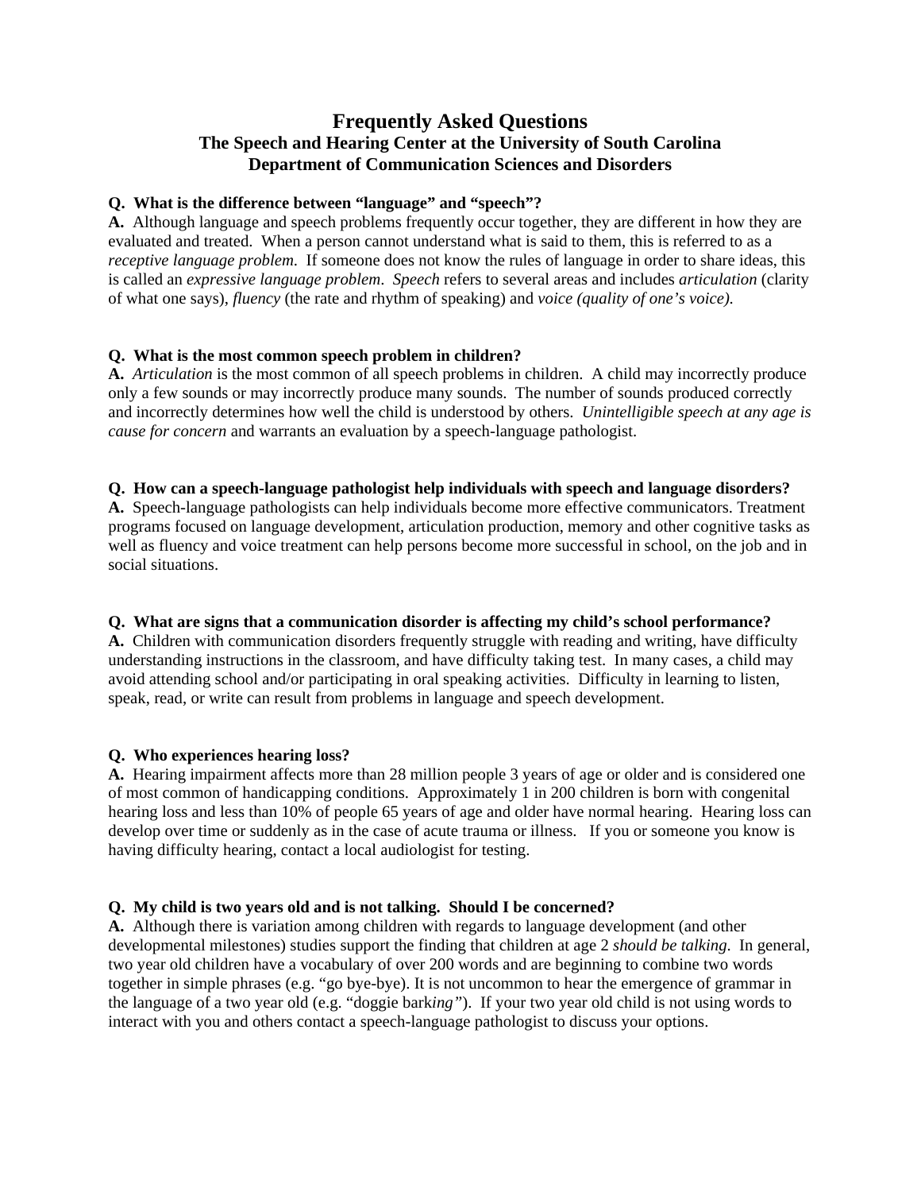# Frequently Asked Questions

## The Speech and Hearing Center at the University of South Carolina
## Department of Communication Sciences and Disorders

**Q. What is the difference between "language" and "speech"?**
**A.** Although language and speech problems frequently occur together, they are different in how they are evaluated and treated. When a person cannot understand what is said to them, this is referred to as a *receptive language problem*. If someone does not know the rules of language in order to share ideas, this is called an *expressive language problem*. *Speech* refers to several areas and includes *articulation* (clarity of what one says), *fluency* (the rate and rhythm of speaking) and *voice (quality of one's voice).*

**Q. What is the most common speech problem in children?**
**A.** *Articulation* is the most common of all speech problems in children. A child may incorrectly produce only a few sounds or may incorrectly produce many sounds. The number of sounds produced correctly and incorrectly determines how well the child is understood by others. *Unintelligible speech at any age is cause for concern* and warrants an evaluation by a speech-language pathologist.

**Q. How can a speech-language pathologist help individuals with speech and language disorders?**
**A.** Speech-language pathologists can help individuals become more effective communicators. Treatment programs focused on language development, articulation production, memory and other cognitive tasks as well as fluency and voice treatment can help persons become more successful in school, on the job and in social situations.

**Q. What are signs that a communication disorder is affecting my child's school performance?**
**A.** Children with communication disorders frequently struggle with reading and writing, have difficulty understanding instructions in the classroom, and have difficulty taking test. In many cases, a child may avoid attending school and/or participating in oral speaking activities. Difficulty in learning to listen, speak, read, or write can result from problems in language and speech development.

**Q. Who experiences hearing loss?**
**A.** Hearing impairment affects more than 28 million people 3 years of age or older and is considered one of most common of handicapping conditions. Approximately 1 in 200 children is born with congenital hearing loss and less than 10% of people 65 years of age and older have normal hearing. Hearing loss can develop over time or suddenly as in the case of acute trauma or illness. If you or someone you know is having difficulty hearing, contact a local audiologist for testing.

**Q. My child is two years old and is not talking. Should I be concerned?**
**A.** Although there is variation among children with regards to language development (and other developmental milestones) studies support the finding that children at age 2 *should be talking*. In general, two year old children have a vocabulary of over 200 words and are beginning to combine two words together in simple phrases (e.g. "go bye-bye). It is not uncommon to hear the emergence of grammar in the language of a two year old (e.g. "doggie bark*ing"*). If your two year old child is not using words to interact with you and others contact a speech-language pathologist to discuss your options.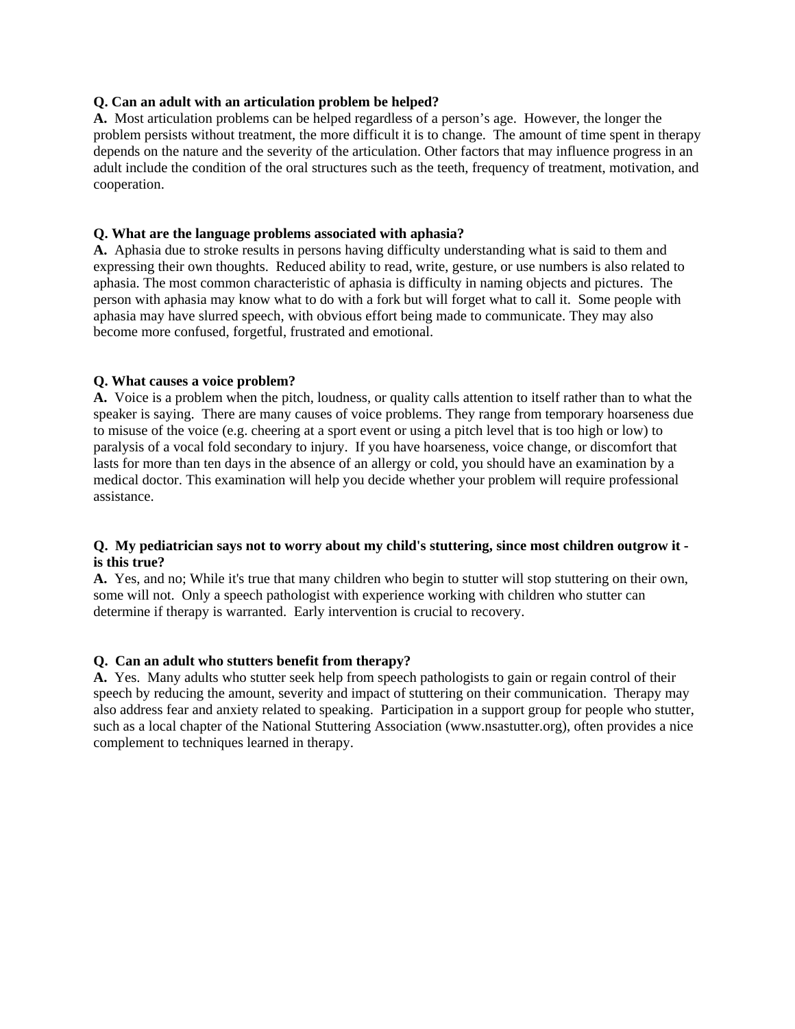**Q. Can an adult with an articulation problem be helped?**
**A.** Most articulation problems can be helped regardless of a person's age. However, the longer the problem persists without treatment, the more difficult it is to change. The amount of time spent in therapy depends on the nature and the severity of the articulation. Other factors that may influence progress in an adult include the condition of the oral structures such as the teeth, frequency of treatment, motivation, and cooperation.

**Q. What are the language problems associated with aphasia?**
**A.** Aphasia due to stroke results in persons having difficulty understanding what is said to them and expressing their own thoughts. Reduced ability to read, write, gesture, or use numbers is also related to aphasia. The most common characteristic of aphasia is difficulty in naming objects and pictures. The person with aphasia may know what to do with a fork but will forget what to call it. Some people with aphasia may have slurred speech, with obvious effort being made to communicate. They may also become more confused, forgetful, frustrated and emotional.

**Q. What causes a voice problem?**
**A.** Voice is a problem when the pitch, loudness, or quality calls attention to itself rather than to what the speaker is saying. There are many causes of voice problems. They range from temporary hoarseness due to misuse of the voice (e.g. cheering at a sport event or using a pitch level that is too high or low) to paralysis of a vocal fold secondary to injury. If you have hoarseness, voice change, or discomfort that lasts for more than ten days in the absence of an allergy or cold, you should have an examination by a medical doctor. This examination will help you decide whether your problem will require professional assistance.

**Q. My pediatrician says not to worry about my child's stuttering, since most children outgrow it - is this true?**
**A.** Yes, and no; While it's true that many children who begin to stutter will stop stuttering on their own, some will not. Only a speech pathologist with experience working with children who stutter can determine if therapy is warranted. Early intervention is crucial to recovery.

**Q. Can an adult who stutters benefit from therapy?**
**A.** Yes. Many adults who stutter seek help from speech pathologists to gain or regain control of their speech by reducing the amount, severity and impact of stuttering on their communication. Therapy may also address fear and anxiety related to speaking. Participation in a support group for people who stutter, such as a local chapter of the National Stuttering Association (www.nsastutter.org), often provides a nice complement to techniques learned in therapy.